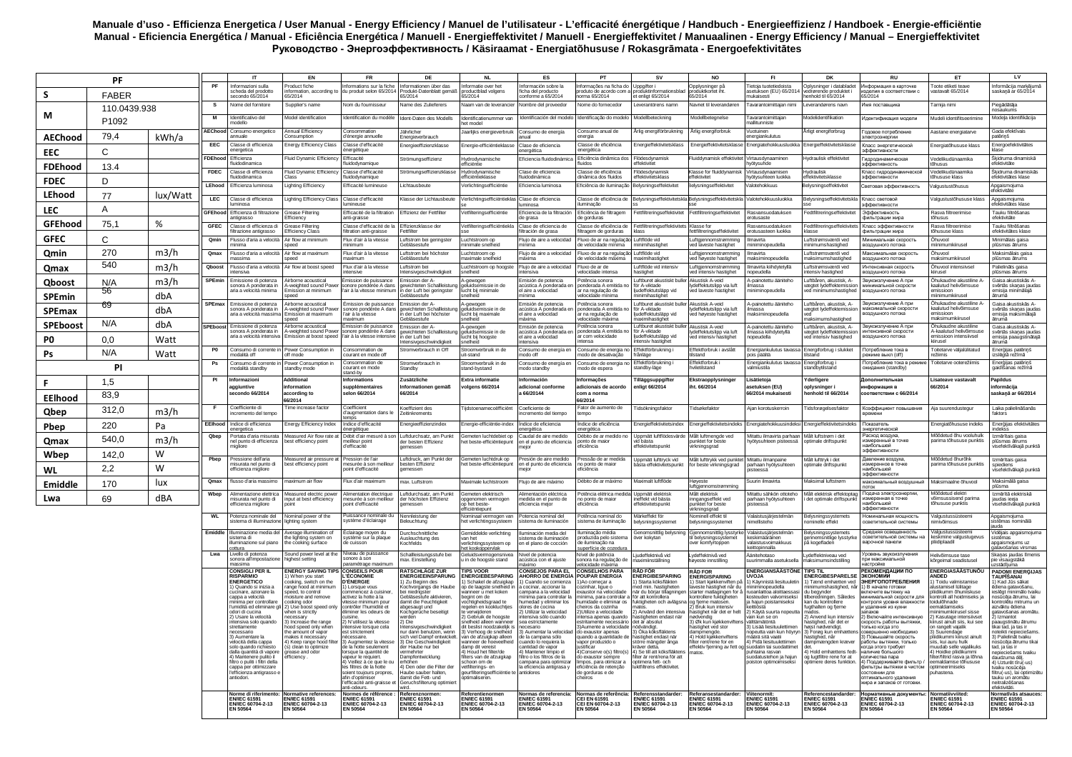**Manuale d'uso - Efficienza Energetica / User Manual - Energy Efficiency / Manuel de l'utilisateur - L'efficacité énergétique / Handbuch - Energieeffizienz / Handboek - Energie-efficiëntie Manual - Eficiencia Energética / Manual - Eficiência Energética / Manuell - Energieffektivitet / Manuell - Energieffektivitet / Manuaalinen - Energy Efficiency / Manual – Energieffektivitet Руководство - Энергоэффективность / Käsiraamat - Energiatõhususe / Rokasgrāmata - Energoefektivitātes**

| PF | | |
|---|---|---|
| **S** | FABER | |
| **M** | 110.0439.938 P1092 | |
| **AEChood** | 79,4 | kWh/a |
| **EEC** | C | |
| **FDEhood** | 13.4 | |
| **FDEC** | D | |
| **LEhood** | 77 | lux/Watt |
| **LEC** | A | |
| **GFEhood** | 75,1 | % |
| **GFEC** | C | |
| **Qmin** | 270 | m3/h |
| **Qmax** | 540 | m3/h |
| **Qboost** | N/A | m3/h |
| **SPEmin** | 56 | dbA |
| **SPEmax** | 69 | dbA |
| **SPEboost** | N/A | dbA |
| **P0** | 0,0 | Watt |
| **Ps** | N/A | Watt |
| **PI** | | |
| **F** | 1,5 | |
| **EElhood** | 83,9 | |
| **Qbep** | 312,0 | m3/h |
| **Pbep** | 220 | Pa |
| **Qmax** | 540,0 | m3/h |
| **Wbep** | 142,0 | W |
| **WL** | 2,2 | W |
| **Emiddle** | 170 | lux |
| **Lwa** | 69 | dBA |

| | IT | EN | FR | DE | NL | ES | PT | SV | NO | FI | DK | RU | ET | LV |
|---|---|---|---|---|---|---|---|---|---|---|---|---|---|---|
| PF | Informazioni sulla scheda del prodotto secondo 65/2014 | Product fiche information, according to 65/2014 | Informations sur la fiche du produit selon 65/2014 | Informationen über das Produkt-Datenblatt gemäß 65/2014 | Informatie over het productblad volgens 65/2014 | Información sobre la ficha del producto conforme a 65/2014 | Informações na ficha do produto de acordo com a norma 65/2014 | Uppgifter i produktinformationsblad et enligt 65/2014 | Opplysninger på produktkortet iht. 65/2014 | Tietoja tuotetiedoista asetuksen (EU) 65/2014 mukaisesti | Oplysninger i databladet vedrørende produktet i henhold til 65/2014 | Информация в карточке изделия в соответствии с 65/2014 | Toote etiketi teave vastavalt 65/2014 | Informācija marķējumā saskaņā ar 65/2014 |
| S | Nome del fornitore | Supplier's name | Nom du fournisseur | Name des Zulieferers | Naam van de leverancier | Nombre del proveedor | Nome do fornecedor | Leverantörens namn | Navnet til leverandøren | Tavarantoimittajan nimi | Leverandørens navn | Имя поставщика | Tarnija nimi | Piegādātāja nosaukums |
| M | Identificativo del modello | Model identification | Identification du modèle | Ident-Daten des Modells | Identificatienummer van het model | Identificación del modelo | Identificação do modelo | Modellbeteckning | Modellbetegnelse | Tavarantoimittajan mallitunniste | Modelidentifikation | Идентификация модели | Mudeli identifitseerimine | Modeļa identifikācija |
| AEChood | Consumo energetico annuale | Annual Energy Consumption | Consommation d'énergie annuelle | Jährlicher Energieverbrauch | Jaarlijks energieverbruik | Consumo de energía anual | Consumo anual de energia | Årlig energiförbrukning | Årlig energiforbruk | Vuotuinen energiankulutus | Årligt energiforbrug | Годовое потребление электроэнергии | Aastane energiatarve | Gada efektīvais patēriņš |
| EEC | Classe di efficienza energetica | Energy Efficiency Class | Classe d'efficacité énergétique | Energieeffizienzklasse | Energie-efficiëntieklasse | Clase de eficiencia energética | Classe de eficiência energética | Energieffektivitetsklass | Energieffektivitetsklasse | Energiatehokkuusluokka | Energieffektivitetsklasse | Класс энергетической эффективности | Energiatõhususe klass | Energoefektivitātes klase |
| FDEhood | Efficienza fluidodinamica | Fluid Dynamic Efficiency | Efficacité fluidodynamique | Strömungseffizienz | Hydrodynamische efficiëntie | Eficiencia fluidodinámica | Eficiência dinâmica dos fluidos | Flödesdynamisk effektivitet | Fluiddynamisk effektivitet | Virtausdynaaminen hyötysuhde | Hydraulisk effektivitet | Гидродинамическая эффективность | Vedelikudünaamika tõhusus | Šķidruma dinamiskā efektivitāte |
| FDEC | Classe di efficienza fluidodinamica | Fluid Dynamic Efficiency Class | Classe d'efficacité fluidodynamique | Strömungseffizienzklasse | Hydrodynamische efficiëntieklasse | Clase de eficiencia dinámica de fluidos | Classe de eficiência dinâmica dos fluidos | Flödesdynamisk effektivitetsklass | Klasse for fluiddynamisk effektivitet | Virtausdynaamisen hyötysuhteen luokka | Hydraulisk effektivitetsklasse | Класс гидродинамической эффективности | Vedelikudünaamika tõhususe klass | Šķidruma dinamiskās efektivitātes klase |
| LEhood | Efficienza luminosa | Lighting Efficiency | Efficacité lumineuse | Lichtausbeute | Verlichtingsefficiëntie | Eficiencia luminosa | Eficiência de iluminação | Belysningseffektivitet | Belysningseffektivitet | Valotehokkuus | Belysningseffektivitet | Световая эффективность | Valgustustõhusus | Apgaismojuma efektivitāte |
| LEC | Classe di efficienza luminosa | Lighting Efficiency Class | Classe d'efficacité lumineuse | Klasse der Lichtausbeute | Verlichtingsefficiëntieklasse | Clase de eficiencia luminosa | Classe de eficiência de iluminação | Belysningseffektivitetsklass | Belysningseffektivitetsklasse | Valotehokkuusluokka | Belysningseffektivitetsklasse | Класс световой эффективности | Valgustustõhususe klass | Apgaismojuma efektivitātes klase |
| GFEhood | Efficienza di filtrazione antigrasso | Grease Filtering Efficiency | Efficacité de la filtration anti-graisse | Effizienz der Fettfilter | Vetfilteringsefficiëntie | Eficiencia de la filtración de grasa | Eficiência de filtragem de gorduras | Fettfiltreringseffektivitet | Fettfiltreringseffektivitet | Rasvansuodatuksen erotusaste | Fedtfiltreringseffektivitet | Эффективность фильтрации жира | Rasva filtreerimise tõhusus | Tauku filtrēšanas efektivitāte |
| GFEC | Classe di efficienza di filtrazione antigrasso | Grease Filtering Efficiency Class | Classe d'efficacité de la filtration anti-graisse | Effizienzklasse der Fettfilter | Vetfilteringsefficiëntieklasse | Clase de eficiencia de filtración de grasa | Classe de eficiência de filtragem de gorduras | Fettfiltreringseffektivitetsklass | Klasse for fettfiltreringseffektivitet | Rasvansuodatuksen erotusasteen luokka | Fedtfiltreringseffektivitetsklasse | Класс эффективности фильтрации жира | Rasva filtreerimise tõhususe klass | Tauku filtrēšanas efektivitātes klase |
| Qmin | Flusso d'aria a velocità minima | Air flow at minimum speed | Flux d'air à la vitesse minimum | Luftstrom bei geringster Gebläsestufe | Luchtstroom op minimale snelheid | Flujo de aire a velocidad mínima | Fluxo de ar na regulação de velocidade mínima | Luftflöde vid minimihastighet | Luftgjennomstrømning ved laveste hastighet | Ilmavirta miniminopeudella | Luftstrømsværdi ved minimumshastighed | Минимальная скорость воздушного потока | Õhuvool miinimumkiirusel | Minimālais gaisa plūsmas ātrums |
| Qmax | Flusso d'aria a velocità massima | Air flow at maximum speed | Flux d'air à la vitesse maximum | Luftstrom bei höchster Gebläsestufe | Luchtstroom op maximale snelheid | Flujo de aire a velocidad máxima | Fluxo de ar na regulação de velocidade máxima | Luftflöde vid maximihastighet | Luftgjennomstrømning ved høyeste hastighet | Ilmavirta maksiminopeudella | Luftstrømsværdi ved maksimumshastighed | Максимальная скорость воздушного потока | Õhuvool maksimumkiirusel | Maksimālais gaisa plūsmas ātrums |
| Qboost | Flusso d'aria a velocità intensiva | Air flow at boost speed | Flux d'air à la vitesse intensive | Luftstrom bei Intensivgeschwindigkeit | Luchtstroom op hoogste snelheid | Flujo de aire a velocidad intensiva | Fluxo de ar de velocidade intensa | Luftflöde vid forcerad hastighet | Luftgjennomstrømning ved intensiv hastighet | Ilmavirta kiihdytetyllä nopeudella | Luftstrømsværdi ved intensiv hastighed | Интенсивная скорость воздушного потока | Õhuvool intensiivsel kiirusel | Palielināts gaisa plūsmas ātrums |
| SPEmin | Emissione di potenza sonora A ponderata in aria a velocità minima | Airborne acoustical A-weighted sound Power Emission at minimum speed | Émission de puissance sonore pondérée A dans l'air à la vitesse minimum | Emission der A-gewichteten Schallleistung in der Luft bei geringster Gebläsestufe | A-gewogen geluidsemissie in de lucht bij minimale snelheid | Emisión de potencia acústica A ponderada en el aire a velocidad mínima | Potência sonora ponderada A emitida no ar na regulação de velocidade mínima | Luftburet akustiskt buller för A-viktade ljudeffektsnivån vid minimihastighet | Akustisk A-veid lydeffektutslipp via luft ved laveste hastighet | A-painotettu ääniteho ilmassa miniminopeudella | Luftbåren, akustisk, A-vægtet lydeffektemission ved minimumshastighed | Звукоизлучение A при минимальной скорости воздушного потока | Õhukaudne akustiline A-kaalutud helivõimsuse emission miinimumkiirusel | Gaisa akustiskās A-svērtās skaņas jaudas emisija minimālajā ātrumā |
| SPEmax | Emissione di potenza sonora A ponderata in aria a velocità massima | Airborne acoustical A-weighted sound Power Emission at maximum speed | Émission de puissance sonore pondérée A dans l'air à la vitesse maximum | Emission der A-gewichteten Schallleistung in der Luft bei höchster Gebläsestufe | A-gewogen geluidsemissie in de lucht bij maximale snelheid | Emisión de potencia acústica A ponderada en el aire a velocidad máxima | Potência sonora ponderada A emitida no ar na regulação de velocidade máxima | Luftburet akustiskt buller för A-viktade ljudeffektsnivån vid maximihastighet | Akustisk A-veid lydeffektutslipp via luft ved høyeste hastighet | A-painotettu ääniteho ilmassa maksiminopeudella | Luftbåren, akustisk, A-vægtet lydeffektemission ved maksimumshastighed | Звукоизлучение A при максимальной скорости воздушного потока | Õhukaudne akustiline A-kaalutud helivõimsuse emission maksimumkiirusel | Gaisa akustiskās A-svērtās skaņas jaudas emisija maksimālajā ātrumā |
| SPEboost | Emissione di potenza sonora A ponderata in aria a velocità intensiva | Airborne acoustical A-weighted sound Power Emission at boost speed | Émission de puissance sonore pondérée A dans l'air à la vitesse intensive | Emission der A-gewichteten Schallleistung in der Luft bei Intensivgeschwindigkeit | A-gewogen geluidsemissie in de lucht bij hoogste snelheid | Emisión de potencia acústica A ponderada en el aire a velocidad intensiva | Potência sonora ponderada A emitida no ar com velocidade intensa | Luftburet akustiskt buller för A-viktade ljudeffektsnivån vid forcerad hastighet | Akustisk A-veid lydeffektutslipp via luft ved intensiv hastighet | A-painotettu ääniteho ilmassa kiihdytetyllä nopeudella | Luftbåren, akustisk, A-vægtet lydeffektemission ved intensiv hastighed | Звукоизлучение A при интенсивной скорости воздушного потока | Õhukaudne akustiline A-kaalutud helivõimsuse emission intensiivsel kiirusel | Gaisa akustiskās A-svērtās skaņas jaudas emisija paaugstinātajā ātrumā |
| P0 | Consumo di corrente in modalità off | Power Consumption in off mode | Consommation de courant en mode off | Stromverbrauch in Off | Stroomverbruik in de uit-stand | Consumo de energía en modo off | Consumo de energia no modo de desativação | Effektförbrukning i frånläge | Effektforbruk i avslått tilstand | Energiankulutus tavassa pois päältä | Energiforbrug i slukket tilstand | Потребление тока в режиме выкл (off) | Toitetarve väljalülitatud režiimis | Enerģijas patēriņš izslēgtā režīmā |
| Ps | Consumo di corrente in modalità standby | Power Consumption in standby mode | Consommation de courant en mode stand-by | Stromverbrauch in Standby | Stroomverbruik in de stand-bystand | Consumo de energía en modo standby | Consumo de energia no modo de espera | Effektförbrukning i standby-läge | Effektforbruk i hviletilstand | Energiankulutus tavassa valmiustila | Energiforbrug i standbytilstand | Потребление тока в режиме ожидания (standby) | Toitetarve ooterežiimis | Enerģijas patēriņš gaidīšanas režīmā |
| PI | **Informazioni aggiuntive secondo 66/2014** | **Additional information according to 66/2014** | **Informations supplémentaires selon 66/2014** | **Zusätzliche Informationen gemäß 66/2014** | **Extra informatie volgens 66/2014** | **Información adicional conforme a 66/20144** | **Informações adicionais de acordo com a norma 66/2014** | **Tilläggsuppgifter enligt 66/2014** | **Ekstraopplysninger iht. 66/2014** | **Lisätietoja asetuksen (EU) 66/2014 mukaisesti** | **Yderligere oplysninger i henhold til 66/2014** | **Дополнительная информация в соответствии с 66/2014** | **Lisateave vastavalt 66/2014** | **Papildus informācija saskaņā ar 66/2014** |
| F | Coefficiente di incremento del tempo | Time increase factor | Coefficient d'augmentation dans le temps | Koeffizient des Zeitinkrements | Tijdstoenamecoëfficiënt | Coeficiente de incremento del tiempo | Fator de aumento de tempo | Tidsökningsfaktor | Tidsøkefaktor | Ajan korotuskerroin | Tidsforøgelsesfaktor | Коэффициент повышения времени | Aja suurendustegur | Laika palielināšanās faktors |
| EEIhood | Indice di efficienza energetica | Energy Efficiency Index | Indice d'efficacité énergétique | Energieeffizienzindex | Energie-efficiëntie-index | Índice de eficiencia energética | Índice de eficiência energética | Energieffektivitetsindex | Energieffektivitetsindeks | Energiatehokkuusindeksi | Energieffektivitetsindeks | Показатель энергетической эффективности | Energiatõhususe indeks | Enerģijas efektivitātes indekss |
| Qbep | Portata d'aria misurata nel punto di efficienza migliore | Measured Air flow rate at best efficiency point | Débit d'air mesuré à son meilleur point d'efficacité | Luftdurchsatz, am Punkt der besten Effizienz gemessen | Gemeten luchtdebiet op het beste-efficiëntiepunt | Caudal de aire medido en el punto de eficiencia mejor | Débito de ar medido no ponto de maior eficiência | Uppmätt luftflödesvärde vid bästa effektivitetspunkt | Målt luftmengde ved punktet for beste virkningsgrad | Mitattu ilmavirta parhaan hyötysuhteen pisteessä | Målt luftstrøm i det optimale driftspunkt | Расход воздуха, измеренный в точке наибольшей эффективности | Mõõdetud õhu vooluhulk parima tõhususe punktis | Izmērītais gaisa plūsmas ātrums visefektīvākajā punktā |
| Pbep | Pressione dell'aria misurata nel punto di efficienza migliore | Measured air pressure at best efficiency point | Pression de l'air mesurée à son meilleur point d'efficacité | Luftdruck, am Punkt der besten Effizienz gemessen | Gemeten luchtdruk op het beste-efficiëntiepunt | Presión de aire medida en el punto de eficiencia mejor | Pressão de ar medida no ponto de maior eficiência | Uppmätt lufttryck vid bästa effektivitetspunkt | Målt lufttrykk ved punktet for beste virkningsgrad | Mitattu ilmanpaine parhaan hyötysuhteen pisteessä | Målt lufttryk i det optimale driftspunkt | Давление воздуха, измеренное в точке наибольшей эффективности | Mõõdetud õhurõhk parima tõhususe punktis | Izmērītais gaisa spiediens visefektīvākajā punktā |
| Qmax | flusso d'aria massimo | maximum air flow | Flux d'air maximum | max. Luftstrom | Maximale luchtstroom | Flujo de aire máximo | Débito de ar máximo | Maximalt luftflöde | Høyeste luftgjennomstrømning | Suurin ilmavirta | Maksimal luftstrøm | максимальный воздушный поток | Maksimaalne õhuvool | Maksimālā gaisa plūsma |
| Wbep | Alimentazione elettrica misurata nel punto di efficienza migliore | Measured electric power input at best efficiency point | Alimentation électrique mesurée à son meilleur point d'efficacité | Luftdurchsatz, am Punkt der höchsten Effizienz gemessen | Gemeten elektrisch opgenomen vermogen op het beste-efficiëntiepunt | Alimentación eléctrica medida en el punto de eficiencia mejor | Potência elétrica medida no ponto de maior eficiência | Uppmätt elektrisk ineffekt vid bästa effektivitetspunkt | Målt elektrisk inngangseffekt ved punktet for beste virkningsgrad | Mitattu sähkön ottoteho parhaan hyötysuhteen pisteessä | Målt elektrisk effektoptag i det optimale driftspunkt | Подача электроэнергии, измеренная в точке наибольшей эффективности | Mõõdetud elektri võimsussisend parima tõhususe punktis | Izmērītā elektriskā jaudas ieeja visefektīvākajā punktā |
| WL | Potenza nominale del sistema di illuminazione | Nominal power of the lighting system | Puissance nominale du système d'éclairage | Nennleistung der Beleuchtung | Nominaal vermogen van het verlichtingssysteem | Potencia nominal del sistema de iluminación | Potência nominal do sistema de iluminação | Märkeffekt för belysningssystemet | Nominell effekt til belysningssystemet | Valaistusjärjestelmän nimellisteho | Belysningssystemets nominelle effekt | Номинальная мощность осветительной системы | Valgustussüsteemi nimivõimsus | Apgaismojuma sistēmas nominālā jauda |
| Emiddle | Illuminazione media del sistema di illuminazione sul piano cottura | Average illumination of the lighting system on the cooking surface | Éclairage moyen du système sur la plaque de cuisson | Durchschnittliche Ausleuchtung des Kochfelds | Gemiddelde verlichting van het verlichtingssysteem op het kookoppervlak | Iluminación media del sistema de iluminación en el plano de cocción | Iluminação média produzida pelo sistema de iluminação na superfície de cozedura | Genomsnittlig belysning över kokytan | Gjennomsnittlig lysstyrke til belysningssystemet over komfyrtoppen | Valaistusjärjestelmän keskimääräinen valaistusvoimakkuus keittopinnalla | Belysningssystemets gennemsnitlige lysstyrke på kogefladen | Средняя освещенность осветительной системы на варочной панели | Valgustussüsteemi keskmine valgustugevus pliidiplaadil | Vidējais apgaismojuma sistēmas apgaismojums uz gatavošanas virsmas |
| Lwa | Livello di potenza sonora all'impostazione massima | Sound power level at the highest setting | Niveau de puissance sonore à son paramétrage maximum | Schallleistungsstufe bei max. Einstellung | Geluidsvermogensniveau in de hoogste stand | Nivel de potencia acústica con el ajuste máximo | Nível de potência sonora na regulação de velocidade máxima | Ljudeffektnivå vid maximiinställning | Lydeffektnivå ved høyeste innstilling | Äänitehotaso suurimmalla asetuksella | Lydeffektniveau ved maksimumsindstilling | Уровень звукоизлучения при максимальной настройке | Helivõimsuse tase kõrgeimal seadistusel | Skaņas jaudas līmenis pie visaugstākā uzstādījuma |
| | **CONSIGLI PER IL RISPARMIO ENERGETICO** 1) Quando si inizia a cucinare, azionare la cappa a velocità minima per controllare l'umidità ed eliminare gli odori di cucina 2) Usare la velocità intensiva solo quando strettamente necessario 3) Aumentare la velocità della cappa solo quando richiesto dalla quantità di vapore 4) Mantenere pulito il filtro o puliti i filtri della cappa per ottimizzare l'efficienza antigrasso e antiodori. | **ENERGY SAVING TIPS** 1) When you start cooking, switch on the range hood at minimum speed, to control moisture and remove cooking odor 2) Use boost speed only when is strictly necessary 3) Increase the range hood speed only when the amount of vapor makes it necessary 4) Keep range hood filter (s) clean to optimize grease and odor efficiency . | **CONSEILS POUR L'ÉCONOMIE D'ÉNERGIE** 1) Lorsque vous commencez à cuisiner, actionner la hotte à la vitesse minimum pour contrôler l'humidité et éliminer les odeurs de cuisine. 2) N'utilisez la vitesse intensive lorsque cela est strictement nécessaire. 3) Augmentez la vitesse de la hotte seulement lorsque la quantité de vapeur le requiert. 4) Veillez à ce que le ou les filtres de la hotte soient toujours propres, afin d'optimiser l'efficacité anti-graisse et anti-odeurs. | **RATSCHLÄGE ZUR ENERGIEEINSPARUNG** 1) Zu Beginn des Kochvorgangs die Haube bei niedrigster Gebläsestufe aktivieren, damit die Feuchtigkeit abgesaugt und Kochgerüche beseitigt werden 2) Die Intensivgeschwindigkeit nur dann benutzen, wenn sich viel Dampf entwickelt. 3) Die Geschwindigkeit der Haube nur bei vermehrter Dampfentwicklung erhöhen 4) Den oder die Filter der Haube sauber halten, damit die Fett- und Geruchsfilterung optimiert wird. | **TIPS VOOR ENERGIEBESPARING** 1) Schakel de afzuigkap op de laagste snelheid in wanneer u met koken begint om de vochtigheidsgraad te regelen en kookluchtjes te verwijderen 2) Gebruik de hoogste snelheid alleen wanneer dit beslist noodzakelijk is 3) Verhoog de snelheid van de afzuigkap alleen wanneer de hoeveelheid damp dit vereist 4) Houd het filter/de filters van de afzuigkap schoon om de vetfilterings- en geurfilteringsefficiëntie te optimaliseren. | **CONSEJOS PARA EL AHORRO DE ENERGÍA** 1) Cuando se comienza a cocinar, accionar la campana a la velocidad mínima para controlar la humedad y eliminar los olores de cocina 2) Utilizar la velocidad intensiva sólo cuando sea estrictamente necesario 3) Aumentar la velocidad de la campana sólo cuando lo requiera la cantidad de vapor 4) Mantener limpio el filtro o los filtros de la campana para optimizar la eficiencia antigrasa y antiolores | **CONSELHOS PARA POUPAR ENERGIA** 1)Ao começar a cozinhar, ligue o exaustor na velocidade mínima, para controlar a humidade e eliminar os cheiros da cozinha 2)Utilize a velocidade intensa apenas quando estritamente necessário 3)Aumente a velocidade do exaustor apenas quando a quantidade de vapor produzido o justificar 4)Conserve o(s) filtro(s) do exaustor sempre limpos, para otimizar a eficiência de retenção de gorduras e de cheiros | **RÅD FÖR ENERGIBESPARING** 1) Starta köksfläkten med min. hastigheten när du börjar tillagningen för att kontrollera fuktigheten och avlägsna matos. 2) Använd den intensiva hastigheten endast när det är absolut nödvändigt. 3) Öka köksfläktens hastighet endast när större mängder ånga kräver detta. 4) Se till att köksfläktens filter är rent/rena för att optimera fett- och luktfiltrens effektivitet. | **RÅD FOR ENERGISPARING** 1) Start kjøkkenviften på laveste hastighet når du starter matlagingen for å kontrollere fuktigheten og fjerne matosen. 2) Bruk kun intensiv hastighet når det er helt nødvendig 3) Øk kun kjøkkenviftens hastighet ved stor dampmengde. 4) Hold kjøkkenviftens filter rent/rene for en effektiv fjerning av fett og matos. | **ENERGIANSÄÄSTÖNEUVOJA** 1) Käynnistä liesituuletin miniminopeudella ruoanlaiton aloittaessasi kosteuden valvomiseksi ja hajun poistamiseksi keittiöstä 2) Käytä suurta nopeutta vain kun se on välttämätöntä 3) Lisää liesituulettimen nopeutta vain kun höyryn määrä sitä vaatii 4) Pidä liesituulettimen suodatin tai suodattimet puhtaina rasvan suodatuksen ja hajun poiston optimoimiseksi | **TIPS TIL ENERGIBESPARELSE** 1) Tænd emhætten ved minimumshastighed, når du begynder tilberedningen. Således kan du kontrollere fugtigheden og fjerne mados. 2) Anvend kun intensiv hastighed, når det er højst nødvendigt. 3) Forøg kun emhættens hastighed, når dampmængden kræver det. 4) Hold emhættens fedt- og lugtfiltre rene for at optimere deres funktion. | **РЕКОМЕНДАЦИИ ПО ЭКОНОМИИ ЭНЕРГОПОТРЕБЛЕНИЯ** 1) В начале готовки включите вытяжку на минимальной скорости для контроля уровня влажности и удаления из кухни запахов 2) Включайте интенсивную скорость работы вытяжки, только когда это совершенно необходимо 3) Повышайте скорость работы вытяжки, только когда этого требует наличие большого количества пара 4) Поддерживайте фильтр / фильтры вытяжки в чистом состоянии для оптимального удаления жира и запахов от готовки. | **ENERGIASÄÄSTUNÕUANDED** 1) Toidu valmistamise alustamisel lülitage pliidikummi õhunilsuse kontrolli all hoidmiseks ja toidulõhnade eemaldamiseks miinimumkiirusel sisse 2) Kasutage intensiivset kiirust ainult siis, kui see on rangelt vajalik 3) Suurendage pliidikummi kiirust ainult siis, kui auru hulk muudab selle vajalikuks 4) Hoidke pliidikummi filter/filtrid rasva ja lõhna eemaldamise tõhususe optimeerimiseks puhastena. | **PADOMI ENERĢIJAS TAUPĪŠANAI** 1) Kad Jūs sākat ēdiena gatavošanu, ieslēgt minimālo tvaiku nosūcēja ātrumu, lai kontrolētu mitrumu un aizvāktu ēdiena gatavošanas aromātu. 2) Izmantot paaugstinātu ātrumu tikai tad, ja tas ir noteikti nepieciešams. 3) Palielināt tvaiku nosūcēja ātrumu tikai tad, ja tas ir nepieciešams tvaiku daudzuma dēļ. 4) Uzturēt tīru(-us) tvaiku nosūcēja filtru(-us), lai optimizētu tauku un aromātu neitralizēšanas efektivitāti. |
| | **Norme di riferimento: EN/IEC 61591 EN/IEC 60704-2-13 EN 50564** | **Normative references: EN/IEC 61591 EN/IEC 60704-2-13 EN 50564** | **Normes de référence : EN/IEC 61591 EN/IEC 60704-2-13 EN 50564** | **Referenznormen: EN/IEC 61591 EN/IEC 60704-2-13 EN 50564** | **Referentienormen EN/IEC 61591 EN/IEC 60704-2-13 EN 50564** | **Normas de referencia: EN/IEC 61591 EN/IEC 60704-2-13 EN 50564** | **Normas de referência: CEI EN 61591 CEI EN 60704-2-13 EN 50564** | **Referensstandarder: EN/IEC 61591 EN/IEC 60704-2-13 EN 50564** | **Referansestandarder: EN/IEC 61591 EN/IEC 60704-2-13 EN 50564** | **Viitenormit: EN/IEC 61591 EN/IEC 60704-2-13 EN 50564** | **Referencestandarder: EN/IEC 61591 EN/IEC 60704-2-13 EN 50564** | **Нормативные документы: EN/IEC 61591 EN/IEC 60704-2-13 EN 50564** | **Normatiivviited: EN/IEC 61591 EN/IEC 60704-2-13 EN 50564** | **Normatīvās atsauces: EN/IEC 61591 EN/IEC 60704-2-13 EN 50564** |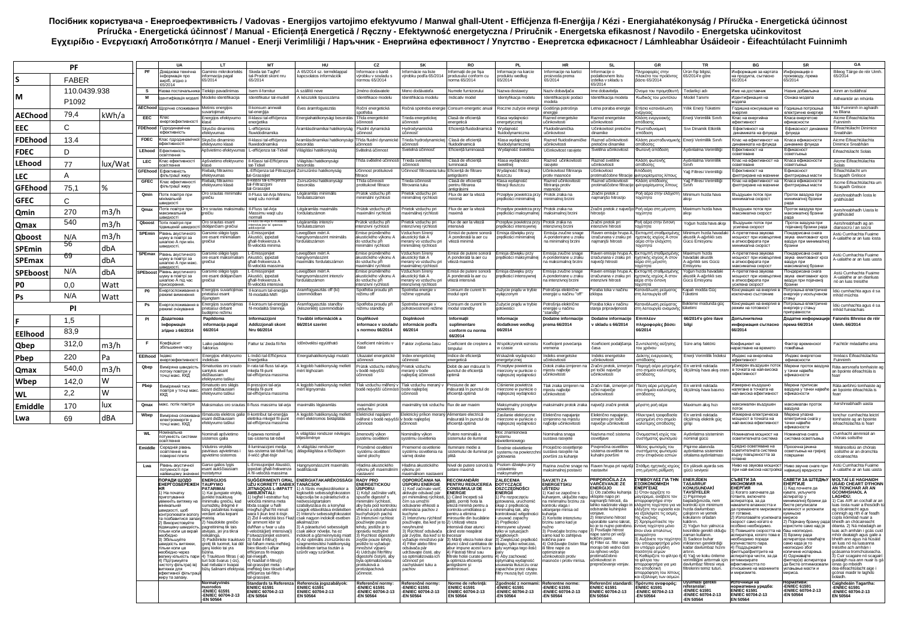# Посібник користувача - Енергоефективність / Vadovas - Energijos vartojimo efektyvumo / Manwal għall-Utent - Effiċjenza fl-Enerġija / Kézi - Energiahatékonyság / Příručka - Energetická účinnost Príručka - Energetická účinnosť / Manual - Eficiență Energetică / Ręczny - Efektywność energetyczna / Priručnik - Energetska efikasnost / Navodilo - Energetska učinkovitost Εγχειρίδιο - Ενεργειακή Αποδοτικότητα / Manuel - Enerji Verimliliği / Наръчник - Енергийна ефективност / Упутство - Енергетска ефикасност / Lámhleabhar Úsáideoir - Éifeachtúlacht Fuinnimh

| PF | | |
|---|---|---|
| S | FABER | |
| M | 110.0439.938 P1092 | |
| AEChood | 79,4 | kWh/a |
| EEC | C | |
| FDEhood | 13.4 | |
| FDEC | D | |
| LEhood | 77 | lux/Wat |
| LEC | A | |
| GFEhood | 75,1 | % |
| GFEC | C | |
| Qmin | 270 | m3/h |
| Qmax | 540 | m3/h |
| Qboost | N/A | m3/h |
| SEPmin | 56 | dbA |
| SEPmax | 69 | dbA |
| SEPboost | N/A | dbA |
| P0 | 0,0 | Watt |
| Ps | N/A | Watt |
| PI | | |
| F | 1,5 | |
| EElhood | 83,9 | |
| Qbep | 312,0 | m3/h |
| Pbep | 220 | Pa |
| Qmax | 540,0 | m3/h |
| Wbep | 142,0 | W |
| WL | 2,2 | W |
| Emiddle | 170 | lux |
| Lwa | 69 | dBA |

| | UA | LT | MT | HU | CZ | SK | RO | PL | HR | SL | GR | TR | BG | SR | GA |
|---|---|---|---|---|---|---|---|---|---|---|---|---|---|---|---|
| PF | Довідкова технічна інформація про виріб, згідно з 65/2014 | Gaminio mikrokortelės informacija pagal 65/2014 | Skeda tat-Tagħrif tal-Prodott skont nru 65/2014 | A 65/2014 sz. termékadatlap kapcsolatos információk | Informace o kartě výrobku v souladu s normou 65/2014 | Informácie na liste výrobku podľa 65/2014 | Informații de pe fișa produsului conform cu norma 65/2014 | Informacje na karcie produktu według 65/2014 | Informacije na kartici proizvoda prema 65/2014 | Informacije o podatkovnem listu izdelka v skladu s 65/2014 | Πληροφορίες στην πλακέτα του προϊόντος βάσει 65/2014 | Ürün fişi bilgisi, 65/2014'e göre | Информация за картата на продукта, съгласно 65/2014 | Информације о производу, према 65/2014 | Bileog Táirge de réir Uimh. 65/2014 |
| S | Назва постачальника | Tiekėjo pavadinimas | Isem il-fornitur | A szállító neve | Jméno dodavatele | Meno dodávateľa | Numele furnizorului | Nazwa dostawcy | Naziv dobavljača | Ime dobavitelja | Όνομα του προμηθευτή | Tedarikçi adı | Име на доставчик | Назив добављача | Ainm an tsoláthraí |
| M | Ідентифікація моделі | Modelio identifikacija | Identifikatur tal-mudell | A készülék típusszáma | Identifikace modelu | Identifikácia modelu | Indicativ model | Identyfikacja modelu | Identifikacijski podaci modela | Identifikacija modela | Κωδικός του μοντέλου | Model Tanımı | Идентификация на модела | Ознака модела | Aitheantóir an mhúnla |
| AEChood | Щорічне споживання | Metinis energijos suvartojimas | Il-konsum annwali tal-enerġija | Éves áramfogyasztás | Roční energetická spotřeba | Ročná spotreba energie | Consum energetic anual | Roczne zużycie energii | Godišnja potrošnja energije | Letna poraba energije | Ετήσια κατανάλωση ενέργειας | Yıllık Enerji Tüketimi | Годишна консумация на енергия | Годишња потрошња електричне енергије | Ídiú Fuinnimh in aghaidh na Bliana |
| EEC | Клас енергоефективності | Energijos efektyvumo klasė | Il-klassi tal-effiċjenza enerġetika | Energiahatékonysági besorolás | Třída energetické účinnosti | Trieda energetickej účinnosti | Clasă de eficiență energetică | Klasa wydajności energetycznej | Razred energetske učinkovitosti | Razred energetske učinkovitosti | Κλάση ενεργειακής απόδοσης | Enerji Verimlilik Sınıfı | Клас на енергийна ефективност | Класа енергетске ефикасности | Aicme Éifeachtúlachta Fuinnimh |
| FDEhood | Гідродинамічна ефективність | Skysčio dinaminis efektyvumas | L-effiċjenza fluwidodinamika | Áramlásdinamikai hatékonyság | Fluidní dynamická účinnost | Hydrodynamická účinnosť | Eficiență fluidodinamică | Wydajność fluidodynamiczna | Fluidodinamička učinkovitost | Učinkovitost pretočne dinamike | Ρευστοδυναμική απόδοση | Sıvı Dinamik Etkinlik | Ефективност на динамиката на флуида | Ефикасност динамике флуида | Éifeachtúlacht Dinimice Sreabhán |
| FDEC | Клас гідродинамічної ефективності | Skysčio dinaminio efektyvumo klasė | Il-klassi tal-effiċjenza fluwidodinamika | Áramlásdinamikai hatékonysági besorolás | Třída fluidní dynamické účinnosti | Trieda hydrodynamickej účinnosti | Clasă de eficiență fluidodinamică | Klasa wydajności fluidodynamicznej | Razred fluidodinamičke učinkovitosti | Razred učinkovitosti pretočne dinamike | Κλάση ρευστοδυναμικής απόδοσης | Sıvı Dinamik Verimlilik Sınıfı | Клас на ефективност на динамиката на флуида | Класа ефикасности динамике флуида | Aicme Éifeachtúlachta Dinimice Sreabhán |
| LEhood | Ефективність освітлення | Apšvietimo efektyvumas | L-effiċjenza tad-Dawl | Világítási hatékonyság | Světelná účinnost | Svetelná účinnosť | Eficiență luminoasă | Wydajność świetlna | Učinkovitost rasvjete | Svetlobna učinkovitost | Φωτεινή απόδοση | Aydınlatma Verimliliği | Ефективност на осветяване | Ефикасност осветљења | Éifeachtúlacht Solais |
| LEC | Клас ефективності освітлення | Apšvietimo efektyvumo klasė | Il-Klassi tal-Effiċjenza tad-Dawl | Világítási hatékonysági besorolás | Třída světelné účinnosti | Trieda svetelnej účinnosti | Clasă de eficiență luminoasă | Klasa wydajności świetlnej | Razred učinkovitosti rasvjete | Razred svetlobne učinkovitosti | Κλάση φωτεινής απόδοσης | Aydınlatma Verimliliği Sınıfı | Клас на ефективност на осветяване | Класа ефикасности осветљења | Aicme Éifeachtúlachta Solais |
| GFEhood | Ефективність фільтрації жиру | Riebalų filtravimo efektyvumas | L-Effiċjenza tal-Filtrazzjoni tal-Grass | Zsírszűrési hatékonyság | Účinnost protitukové filtrace | Účinnosť filtrovania tuku | Eficiență de filtrare antigrăsimi | Wydajność filtracji tłuszczu | Učinkovitost filtriranja protiv masnoće | Učinkovitost protimaščobne filtracije | Απόδοση φιλτραρίσματος λίπους | Yağ Filtresi Verimliliği | Ефективност на филтриране на мазнини | Ефикасност филтрирања масти | Éifeachtúlacht Scagadh Gréisce |
| GFEC | Клас ефективності фільтрації жиру | Riebalų filtravimo efektyvumo klasė | Il-Klassi tal-Effiċjenza tal-Filtrazzjoni tal-Grass | Zsírszűrési hatékonysági besorolás | Třída účinnosti protitukové filtrace | Trieda účinnosti filtrovania tuku | Clasă de eficiență pentru filtrare antigrăsimi | Klasa wydajności filtracji tłuszczu | Razred učinkovitosti filtriranja protiv masnoće | Razred učinkovitosti protimaščobne filtracije | Κλάση απόδοσης φιλτραρίσματος λίπους | Yağ Filtresi Verimliliği Sınıfı | Клас на ефективност на филтриране на мазнини | Класа ефикасности филтрирања масти | Aicme Éifeachtúlachta um Scagadh Gréisce |
| Qmin | Потік повітря при мінімальній швидкості | Oro srautas minimaliu greičiu | Il-Fluss tal-Arja Minimu waqt użu normali | Légáramlás minimális fordulatszámon | Průtok vzduchu při minimální rychlosti | Prietok vzduchu pri minimálnej rýchlosti | Flux de aer la viteză minimă | Przepływ powietrza przy prędkości minimalnej | Protok zraka na minimalnoj brzini | Zračni pretok z najnižjo hitrostjo | Ροή αέρα στην ελάχιστη ταχύτητα | Minimum hızda hava akışı | Въздушен поток при минимална скорост | Проток ваздуха при минималној брзини рада | Aershreabhadh íosta le gnáthúsáid |
| Qmax | Потік повітря при максимальній швидкості | Oro srautas maksimaliu greičiu | Il-Fluss tal-Arja Massimu waqt użu normali | Légáramlás maximális fordulatszámon | Průtok vzduchu při maximální rychlosti | Prietok vzduchu pri maximálnej rýchlosti | Flux de aer la viteză maximă | Przepływ powietrza przy prędkości maksymalnej | Protok zraka na maksimalnoj brzini | Zračni pretok z najvišjo hitrostjo | Ροή αέρα στη μέγιστη ταχύτητα | Maksimum hızda hava akışı | Въздушен поток при максимална скорост | Проток ваздуха при максималној брзини рада | Aershreabhadh Uasta le gnáthúsáid |
| Qboost | Потік повітря при підвищеній швидкості | Oro srautas didėjančiam greičiui | Il-Fluss tal-Arja bl-użu tal-veloċità intensiva jew ta' spinta addizzjonali | Légáramlás intenzív fordulatszámon | Průtok vzduchu při intenzivní rychlosti | Prietok vzduchu pri intenzívnej rýchlosti | Flux de aer la viteză intensivă | Przepływ powietrza przy prędkości intensywnej | Protok zraka na intenzivnoj brzini | Zračni pretok pri intenzivni hitrosti | Ροή αέρα στην έντονη ταχύτητα | Yoğun hızda hava akışı | Въздушен поток при усилена скорост | Проток ваздуха при појачаној брзини рада | Aershreabhadh ag an dianscorú / an sociú |
| SEPmin | Рівень акустичного шуму в повітрі за швидкості мінімальній | Garsinio slėgio lygis ore esant minimaliam greičiui | L-Emissjonijiet Akustiċi, ippeżati għall-frekwenza A fil-veloċità minima | Levegőben mért A hangnyomásszint minimális fordulatszámon | Emise průměrného akustického výkonu A do vzduchu při minimální rychlosti | Vzduchom šírený akustický tlak A meraný vo vzduchu pri minimálnej rýchlosti | Emisii de putere sonoră A ponderată la aer cu viteză minimă | Emisja dźwięku przy prędkości minimalnej | Emisija zvučne snage A-ponderirane u zraku na minimalnoj brzini | Raven emisije hrupa A, izračunana v zraku pri najmanjši hitrosti | Εκπομπή σταθμισμένης ηχητικής ισχύος A στον αέρα στην ελάχιστη ταχύτητα | Minimum hızda havadaki akustik A-ağırlıklı ses Gücü Emisyonu | A-претеглена звукова мощност при излъчване в атмосферата при минимална скорост | Поправљена снага звука емитованог кроз ваздух при минималној брзини | Astú Cumhachta Fuaime A-ualaithe ar an luas íosta |
| SEPmax | Рівень акустичного шуму в повітрі за швидкості максимальній | Garsinio slėgio lygis ore esant maksimaliam greičiui | L-Emissjonijiet Akustiċi, ippeżati għall-frekwenza A fil-veloċità massima | Levegőben mért A hangnyomásszint maximális fordulatszámon | Emise průměrného akustického výkonu A do vzduchu při maximální rychlosti | Vzduchom šírený akustický tlak A meraný vo vzduchu pri maximálnej rýchlosti | Emisii de putere sonoră A ponderată la aer cu viteză maximă | Emisja dźwięku przy prędkości maksymalnej | Emisija zvučne snage A-ponderirane u zraku na maksimalnoj brzini | Raven emisije hrupa A, izračunana v zraku pri najvišji hitrosti | Εκπομπή σταθμισμένης ηχητικής ισχύος A στον αέρα στη μέγιστη ταχύτητα | Maksimum hızda havadaki akustik A-ağırlıklı ses Gücü Emisyonu | A-претеглена звукова мощност при излъчване в атмосферата при максимална скорост | Поправљена снага звука емитованог кроз ваздух при максималној брзини | Astú Cumhachta Fuaime A-ualaithe ar an luas uasta |
| SEPboost | Рівень акустичного шуму в повітрі за швидкості підвищеній | Garsinio slėgio lygis ore esant didėjančiam greičiui | L-Emissjonijiet Akustiċi, ippeżati għall-frekwenza A fil-veloċità intensiva | Levegőben mért A hangnyomásszint intenzív fordulatszámon | Emise průměrného akustického výkonu A do vzduchu při intenzivní rychlosti | Vzduchom šírený akustický tlak A meraný vo vzduchu pri intenzívnej rýchlosti | Emisii de putere sonoră A ponderată la aer cu viteză intensivă | Emisja dźwięku przy prędkości intensywnej | Emisija zvučne snage A-ponderirane u zraku na intenzivnoj brzini | Raven emisije hrupa A, izračunana v zraku pri intenzivni hitrosti | Εκπομπή σταθμισμένης ηχητικής ισχύος A στον αέρα στην έντονη ταχύτητα | Yoğun hızda havadaki akustik A-ağırlıklı ses Gücü Emisyonu | A-претеглена звукова мощност при излъчване в атмосферата при усилена скорост | Поправљена снага звука емитованог кроз ваздух при појачаној брзини | Astú Cumhachta Fuaime A-ualaithe ar an dianluas nó an luas treisithe |
| P0 | Енергоспоживання в режимі вимкнення | Energijos suvartojimas prietaisui esant išjungtam | Il-konsum tal-enerġija fil-modalità Mitfi | Áramfogyasztás off (ki) üzemmódban | Spotřeba proudu při režimu off | Spotreba energie v režime vypnutia | Consum de curent în modul oprit | Zużycie prądu w trybie wyłączonym | Potrošnja električne energije u načinu "off" | Poraba toka v načinu izklopa | Κατανάλωση ρεύματος στη λειτουργία off | Kapalı modda Güç Tüketimi | Консумация на енергия в изключено състояние | Потрошња електричне енергије у искљученом стању | Ídiú cumhachta agus é sa mhód múchta |
| Ps | Енергоспоживання в режимі очікування | Energijos suvartojimas prietaisui dirbant budėjimo režimu | Il-konsum tal-enerġija fil-modalità Stennija | Áramfogyasztás standby (készenléti) üzemmódban | Spotřeba proudu při režimu standby | Spotreba energie v pohotovostnom režime | Consum de curent în modul standby | Zużycie prądu w trybie gotowości | Potrošnja električne energije u načinu "standby" | Poraba toka v načinu stanja pripravljenosti | Κατανάλωση ρεύματος στην αναμονή/ετοιμότητα | Bekleme modunda güç tüketimi | Консумация на енергия в режим на готовност | Потрошња електричне енергије у стању приправности | Ídiú cumhachta agus é sa mhód fuireachais |
| PI | **Додаткова інформація згідно з 66/2014** | **Papildoma informacija pagal 66/2014** | **Informazzjoni Addizzjonali skont Nru 66/2014** | **További információk a 66/2014 szerint** | **Doplňkové informace v souladu s normou 66/2014** | **Doplnkové informácie podľa 66/2014** | **Informații suplimentare conform cu norma 66/2014** | **Informacje dodatkowe według 66/2014** | **Dodatne informacije prema 66/2014** | **Dodatne informacije v skladu s 66/2014** | **Επιπλέον πληροφορίες βάσει 66/2014** | **66/2014'e göre ilave bilgi** | **Допълнителна информация съгласно 66/2014** | **Додатне информације према 66/2014** | **Faisnéis Bhreise de réir Uimh. 66/2014** |
| F | Коефіцієнт збільшення часу | Laiko padidėjimo faktorius | Fattur ta' żieda fil-ħin | Időnövelési együttható | Koeficient nárůstu v čase | Faktor zvýšenia času | Coeficient de creștere a timpului | Współczynnik wzrostu w czasie | Koeficijent povećanja vremena | Koeficient podaljšanja časa | Συντελεστής αύξησης του χρόνου | Süre artış faktörü | Коефициент на нарастване на времето | Фактор временског повећања | Fachtóir méadaithe ama |
| EElhood | Індекс енергоефективності | Energijos efektyvumo indeksas | L-Indiċi tal-Effiċjenza Enerġetika | Energiahatékonysági mutató | Ukazatel energetické účinnosti | Index energetickej účinnosti | Indice de eficiență energetică | Wskaźnik wydajności energetycznej | Indeks energetske učinkovitosti | Indeks energetske učinkovitosti | Δείκτης ενεργειακής απόδοσης | Enerji Verimlilik İndeksi | Индекс на енергийна ефективност | Индекс енергетске ефикасности | Innéacs Éifeachtúlachta Fuinnimh |
| Qbep | Виміряна швидкість потоку повітря у точці макс. ККД | Išmatuotas oro srauto santykis esant didžiausiam efektyvumo taške | Ir-rata tal-fluss tal-arja mkejla fil-punt tal-effiċjenza massima | A legjobb hatékonyság mellett mért légáram | Průtok vzduchu měřený v bodě nejvyšší účinnosti | Prietok vzduchu meraný v bode najlepšej účinnosti | Debit de aer măsurat în punctul de eficiență optimă | Przepływ powietrza mierzony w punkcie o najlepszej wydajności | Dotok zraka izmjeren na mjestu najbolje učinkovitosti | Zračni pretok, izmerjen pri točki največje učinkovitosti | Παροχή αέρα μετρημένη στο σημείο καλύτερης απόδοσης | En verimli noktada ölçülmüş hava akış oranı | Измерен въздушен поток в точката на най-висока ефективност | Мерени проток ваздуха у тачки највеће ефикасности | Ráta aershreafa tomhaiste ag an bpointe éifeachtúla is fearr |
| Pbep | Виміряний тиск повітря у точці макс. ККД | Išmatuotas oro slėgis esant didžiausiam efektyvumo taške | Il-pressjoni tal-arja mkejla fil-punt tal-effiċjenza massima | A legjobb hatékonyság mellett mért légnyomás | Tlak vzduchu měřený v bodě nejvyšší účinnosti | Tlak vzduchu meraný v bode najlepšej účinnosti | Presiune de aer măsurată în punctul de eficiență optimă | Ciśnienie powietrza mierzone w punkcie o najlepszej wydajności | Tlak zraka izmjeren na mjestu najbolje učinkovitosti | Zračni tlak, izmerjen pri točki največje učinkovitosti | Πίεση αέρα μετρημένη στο σημείο καλύτερης απόδοσης | En verimli noktada ölçülmüş hava basıncı | Измерено въздушно налягане в точката на най-висока ефективност | Мерени притисак ваздуха у тачки највеће ефикасности | Ráta aerbhrú tomhaiste ag an bpointe éifeachtúla is fearr |
| Qmax | макс. потік повітря | Maksimalus oro srautas | Il-fluss massimu tal-arja | maximális légáramlás | maximální průtok vzduchu | maximálny tok vzduchu | flux de aer maxim | Maksymalny przepływ powietrza | maksimalni protok zraka | največji zračni pretok | μέγιστη ροή αέρα | Maksimum akış hızı | максимален въздушен поток | максимални проток ваздуха | Aershreabhadh uasta |
| Wbep | Виміряна споживана електроенергія у точці макс. ККД | Išmatuota elektros galia esant didžiausiam efektyvumo taške | Il-kontribut tal-enerġija elettrika mkejjel fil-punt tal-effiċjenza massima | A legjobb hatékonyság mellett mért elektromos betáplálás | Elektrické napájení měřené v bodě nejvyšší účinnosti | Elektrický príkon meraný v bode najlepšej účinnosti | Alimentare electrică măsurată în punctul de eficiență optimă | Zasilanie elektryczne mierzone w punkcie o najlepszej wydajności | Električno napajanje izmjereno na mjestu najbolje učinkovitosti | Električno napajanje, izmerjeno pri točki največje učinkovitosti | Ηλεκτρική τροφοδοσία μετρημένη στο σημείο καλύτερης απόδοσης | En verimli noktada ölçülmüş elektrik güç girişi | Измерена електрическа мощност в точката на най-висока ефективност | Мерена улазна електрична снага у тачки највеће ефикасности | Ionchur cumhachta leictrí tomhaiste ag an bpointe éifeachtúla is fearr |
| WL | Номінальна потужність системи освітлення | Nominali apšvietimo sistemos galia | Il-qawwa nominali tas-sistema tad-dawl | A világítási rendszer névleges teljesítménye | Jmenovitý výkon systému osvětlení | Nominálny výkon systému osvetlenia | Putere nominală a sistemului de iluminat | Moc znamionowa systemu oświetleniowego | Nominalna snaga sustava rasvjete | Nazivna moč sistema osvetljave | Ονομαστική ισχύς του συστήματος φωτισμού | Aydınlatma sisteminin nominal gücü | Номинална мощност на осветителната система | Номинална снага система осветљења | Cumhacht ainmniúil an chórais soilsithe |
| Emiddle | Середній рівень освітлення на поверхні плити | Vidutinis viryklės paviršiaus apšvietimas | Il-luminazzjoni medja tas-sistema tad-dawl fuq il-wiċċ għat-tisjir | A világítási rendszer átlagvilágítása a főzőlapon | Průměrné osvětlení systému osvětlení varné plochy | Priemerné osvetlenie systému osvetlenia na varnej ploche | Iluminare medie a sistemului de iluminat pe plită | Średnie oświetlenie systemu na powierzchni gotowania | Prosječno osvjetljenje sustava rasvjete na kuhalni površini | Povprečna osvetlitev sistema osvetljave na kuhalni površini | Μέσος φωτισμός του συστήματος φωτισμού στην επιφάνεια εστιών | Pişirme alanında aydınlatma sisteminin ortalama aydınlatması | Средно осветяване на осветителната система върху повърхността за готвене | Просечна јачина осветљења на грејној површини | Meánsoilsiú an chórais soilsithe ar an dromchla cócaireachta |
| Lwa | Рівень акустичної потужності при найвищому значенні | Garso galios lygis esant aukščiausiam nustatymui | L-Emissjonijiet Akustiċi, ippeżati għall-frekwenza A fil-veloċità massima | Hangnyomásszint maximális beállításnál | Hladina akustického výkonu při maximálním nastavení | Hladina akustického výkonu pri maximálnom nastavení | Nivel de putere sonoră la setare maximă | Poziom dźwięku przy ustawieniu maksymalnym | Razina zvučne snage na najvećoj postavci | Raven hrupa pri najvišji nastavitvi | Στάθμη ηχητικής ισχύος στη μέγιστη ρύθμιση | En yüksek ayarda ses gücü seviyesi | Ниво на звукова мощност при най-висока настройка | Ниво звучне снаге при највишој вредности | Astú Cumhachta Fuaime A-ualaithe ar an luas uasta |
| | **ПОРАДИ ЩОДО ЕНЕРГОЗБЕРЕЖЕННЯ** 1) На початку приготування вмикніть витяжку на мінімальній швидкості, щоб контролювати вологу та позбавитися запаху. 2) Використовуйте підвищену швидкість, тільки коли це вкрай необхідно. 3) Збільшуйте швидкість витяжки, тільки коли це необхідно через великі кількість пари. 4) Підтримуйте чистоту фільтра(-ів) витяжки для ефективної фільтрації жиру та запаху. | **ENERGIJOS TAUPYMO PATARIMAI** 1) Kai įjungiate viryklę, įjunkite traukutuvą minimaliu greičiu, kad sumažėtų drėgmė ir būtų pašalintas kvapas verdant arba kepant maistą. 2) Naudokite greičio pagreitinimą tik tais atvejais, jei yra tikrai reikalinga. 3) Padidinkite traukutuvo greitį tik tuomet, kai dėl garų kiekio tai yra būtina. 4) Traukutuvo filtras (-ai) turi būti švarus (-ūs), kad riebalai ir kvapai būtų šalinami efektyviai. | **SUĠĠERIMENTI GĦAL IŻ-ŻAMMA TAL-ENERĠIJA:** 1) Ixgħel l-estrattur fuq veloċità minima meta tibda ssajjar u ħallih mixgħul għal ftit minuti wara li jkun lest it-tisjir. 2) Żid il-veloċità biss f'każ ta' ammont kbir ta' duħħan u fwar u uża l-veloċità(ijiet) intensiva(i) f'sitwazzjonijiet estremi. 3) Ibdel il-filtru(i) tal-faħam meta meħtieġ biex tikseb l-aħjar effiċjenza fit-tnaqqis tal-irwejjaħ. 4) Naddaf il-filtru(i) tal-grass meta meħtieġ biex tikseb l-aħjar effiċjenza tal-filtru tal-grass. | **ENERGIATAKARÉKOSSÁGI TANÁCSOK** 1) A főzés megkezdésekor a minimális sebességfokozaton kapcsolja be a páraelszívót a nedvességtartalom szabályozása és a kellemetlen szagok eltávolítása érdekében. 2) Intenzív sebességfokozatot csak nagyon indokolt esetben alkalmazzon. 3) A páraelszívó sebességét csak akkor növelje, ha ez indokolt a gőzmennyiség miatt. 4) Az optimális zsírszűrési és szagmentesítési hatékonyság érdekében tartsa tisztán a szűrőt vagy szűrőket. | **RADY PRO ENERGETICKOU ÚSPORU:** 1) Když začínáte vařit, spusťte digestoř s minimální rychlostí, aby byla pod kontrolou vlhkost a odstraňování kuchyňských pachů. 2) Intenzivní rychlost používejte pouze tehdy, jestliže je to opravdu nezbytné. 3) Rychlost digestoře zvyšte pouze tehdy, jestliže to vyžaduje množství vypařování páry. 4) Udržujte filtr/filtry digestoře čistý/é, aby byla optimalizována protituková a protizápachová účinnost. | **ODPORÚČANIA NA ÚSPORU ENERGIE** 1) Keď začínate variť, aktivujte odsávač pár pri minimálnej rýchlosti, čím sa umožní odsávanie vlhkosti a eliminácia pachov z kuchyne 2) Intenzívnu rýchlosť používajte, iba keď je to nevyhnutné 3) Rýchlosť odsávača pár zvýšte, iba keď si to vyžaduje množstvo pár 4) Filter alebo filtre odsávača pár udržiavajte čisté, aby sa optimalizovala ich účinnosť pri zachytávaní tuku a pachov | **RECOMANDĂRI PENTRU REDUCEREA CONSUMULUI DE ENERGIE** 1) Când începeți să gătiți, porniți hota la viteză minimă pentru a controla umiditatea și pentru a elimina mirosurile din bucătărie 2) Folosiți viteza intensivă doar atunci când este neapărat necesar 3) Măriți viteza hotei doar atunci când cantitatea de abur impune acest lucru 4) Păstrați filtrul sau filtrele hotei curate pentru a optimiza eficiența antigrăsimi și antimirosuri. | **ZALECENIA DOTYCZĄCE OSZCZĘDNOŚCI ENERGII** 1) Po rozpoczęciu gotowania, uruchomić okap z prędkością minimalną tak, aby kontrolować wilgotność i usuwać zapachy 2) Prędkości intensywnej używać tylko w sytuacjach wyjątkowych 3) Zwiększać prędkość okapu, tylko wówczas, gdy wymaga tego ilość pary 4) Aby zachować optymalną wydajność usuwania tłuszczu oraz zapachów przez okap, filtry muszą być czyste. | **SAVJETI ZA UŠTEDU ENERGIJE** 1) Kad se započne s kuhanjem, uključite napu na minimalnu brzinu za kontrolu vlage i uklanjanje mirisa od kuhanja 2) Koristite intenzivnu brzinu samo kad je nužno 3) Povećajte brzinu nape samo kad to zahtijeva količina pare 4) Filter ili filtri nape moraju biti uvijek čisti za njihovu veću učinkovitost protiv masnoće i protiv mirisa. | **PRIPOROČILA ZA VARČEVANJE Z ENERGIJO** 1) Ob začetku kuhanja vklopite napo pri najmanjši hitrosti, da lahko nadzirate vlago in odstranite kuhinjske vonjave. 2) Intenzivno hitrost uporabite samo takrat, ko je to nujno potrebno. 3) Povišajte hitrost nape samo pri večji količini pare. 4) Filter ali filtre nape očistite za optimizirano učinkovitost proti maščobi in vonjavam. | **ΣΥΜΒΟΥΛΕΣ ΓΙΑ ΤΗΝ ΕΞΟΙΚΟΝΟΜΗΣΗ ΕΝΕΡΓΕΙΑΣ** 1) Όταν αρχίζετε το μαγείρεμα, ανάψτε τον απορροφητήρα στην ελάχιστη ταχύτητα για να ελέγξετε την υγρασία και να εξαλείψετε τις οσμές της κουζίνας 2) Χρησιμοποιείτε την έντονη ταχύτητα μόνο όταν είναι απολύτως απαραίτητο 3) Αυξάνετε την ταχύτητα του απορροφητήρα μόνο αν υπάρχει μεγάλη ποσότητα ατμών 4) Καθαρίζετε το φίλτρο ή τα φίλτρα του απορροφητήρα για να βελτιστοποιείτε την αποτελεσματικότητά του κατά των λιπών και των οσμών. | **ENERJİDEN TASARRUF KONUSUNDAKİ TAVSİYELER** 1) Pişirmeye başladığınızda, nem kontrolü için minimum hızda davlumbazı çalıştırın ve yemek kokularını ortadan kaldırın. 2) Yoğun hızı yalnızca kesinlikle gerekli olduğu zaman kullanın. 3) Sadece buhar miktarının gerektirdiği kadar davlumbaz hızını artırın. 4) Yağ ve koku önleme verimliliğini arttırmak için davlumbaz filtresi veya filtrelerini temiz tutun. | **СЪВЕТИ ЗА ИКОНОМИЯ НА ЕНЕРГИЯ** 1) Когато започвате да готвите, включете аспиратора на минимална скорост, за да намалите влажността и да премахнете миризмата от готвене. 2) Използвайте усилената скорост само когато е особено необходимо. 3) Повишете скоростта на аспиратора, когато това е необходимо поради количеството пара. 4) Поддържайте филтрите на аспиратора чисти, за да оптимизирате ефективността по отношение на мазнините и миризмите. | **САВЕТИ ЗА ШТЕДЊУ ЕНЕРГИЈЕ** 1) Кад почнете да кувате, укључите аспиратор у минималној брзини да бисте регулисали влажност и уклонили кухињске мирисе 2) Појачану брзину рада користите само када је то неопходно 3) Брзину рада аспиратора повећајте само када је то неопходно због количине испарења 4) Одржавајте филтер/филтере аспиратора чистим да бисте оптимизовали њихову ефикасност | **MOLTAÍ LE HAGHAIDH ÚSÁID CHEART D'FHONN AN TIONCHAR AR AN GCOMHSHAOL A LAGHDÚ:** 1) Cas AIR an cochall ar an luas íosta nuair a thosóidh tú ag cócaireacht agus coinnigh ag rith é ar feadh cúpla nóiméad nuair a bheidh an chócaireacht déanta. 2) Ná méadaigh an luas ach amháin i gcás méid mór deataigh agus gaile a bheith ann agus ná húsáid an luas nó na luasanna treisithe ach amháin i gcásanna tromchúiseacha. 3) Cuir scagaire nó scagairí gualaigh nua ann nuair is gá ionas go mbeidh dea-éifeachtúlacht aige i gcónaí maidir le laghdú boladh. 4) Glan an scagaire nó na scagairí gréisce nuair is gá |
| | **Нормативні посилання:** -ENIEC 61591 -ENIEC 60704-2-13 -EN 50564 | **Norminiai nuorodos** -ENIEC 61591 -ENIEC 60704-2-13 -EN 50564 | **Standards ta Referenza** -ENIEC 61591 -ENIEC 60704-2-13 -EN 50564 | **Referencia jogszabályok:** -ENIEC 61591 -ENIEC 60704-2-13 -EN 50564 | **Referenční normy:** -ENIEC 61591 -ENIEC 60704-2-13 -EN 50564 | **Referenčné normy:** -ENIEC 61591 -ENIEC 60704-2-13 -EN 50564 | **Norme de referință:** -ENIEC 61591 -ENIEC 60704-2-13 -EN 50564 | **Zgodność z normami:** -ENIEC 61591 -ENIEC 60704-2-13 -EN 50564 | **Referentne norme:** -ENIEC 61591 -ENIEC 60704-2-13 -EN 50564 | **Referenčni standardi:** -ENIEC 61591 -ENIEC 60704-2-13 -EN 50564 | **Πρότυπα αναφοράς:** -ENIEC 61591 -ENIEC 60704-2-13 -EN 50564 | **Uyumlu genel referanslar:** -ENIEC 61591 -ENIEC 60704-2-13 -EN 50564 | **Източници на нормативна уредба:** -ENIEC 61591 -ENIEC 60704-2-13 -EN 50564 | **Нормативи референце:** -ENIEC 61591 -ENIEC 60704-2-13 -EN 50564 | **Caighdeáin Tagartha:** -ENIEC 61591 -ENIEC 60704-2-13 -EN 50564 |